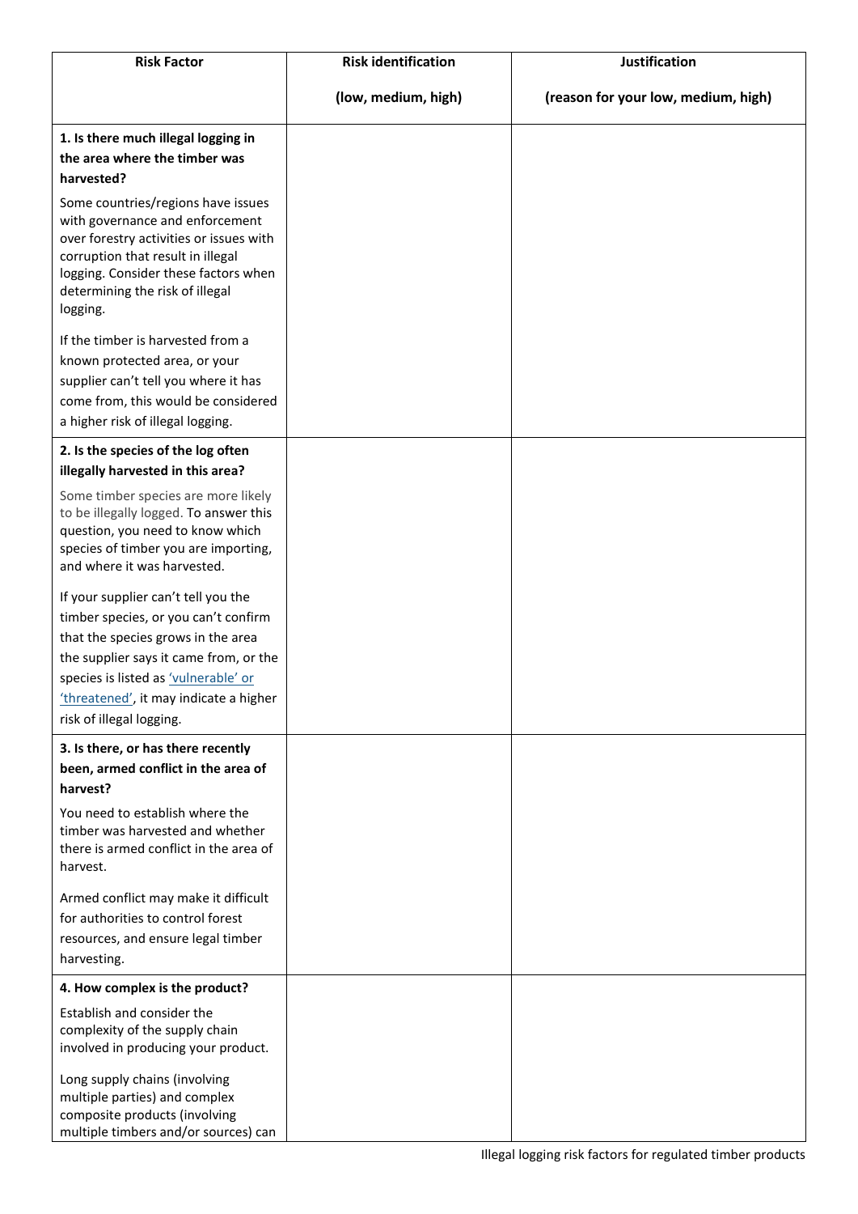| Risk Factor | Risk identification<br><br>(low, medium, high) | Justification<br><br>(reason for your low, medium, high) |
|---|---|---|
| **1. Is there much illegal logging in the area where the timber was harvested?**<br><br>Some countries/regions have issues with governance and enforcement over forestry activities or issues with corruption that result in illegal logging. Consider these factors when determining the risk of illegal logging.<br><br>If the timber is harvested from a known protected area, or your supplier can't tell you where it has come from, this would be considered a higher risk of illegal logging. | | |
| **2. Is the species of the log often illegally harvested in this area?**<br><br>Some timber species are more likely to be illegally logged. To answer this question, you need to know which species of timber you are importing, and where it was harvested.<br><br>If your supplier can't tell you the timber species, or you can't confirm that the species grows in the area the supplier says it came from, or the species is listed as 'vulnerable' or 'threatened', it may indicate a higher risk of illegal logging. | | |
| **3. Is there, or has there recently been, armed conflict in the area of harvest?**<br><br>You need to establish where the timber was harvested and whether there is armed conflict in the area of harvest.<br><br>Armed conflict may make it difficult for authorities to control forest resources, and ensure legal timber harvesting. | | |
| **4. How complex is the product?**<br><br>Establish and consider the complexity of the supply chain involved in producing your product.<br><br>Long supply chains (involving multiple parties) and complex composite products (involving multiple timbers and/or sources) can | | |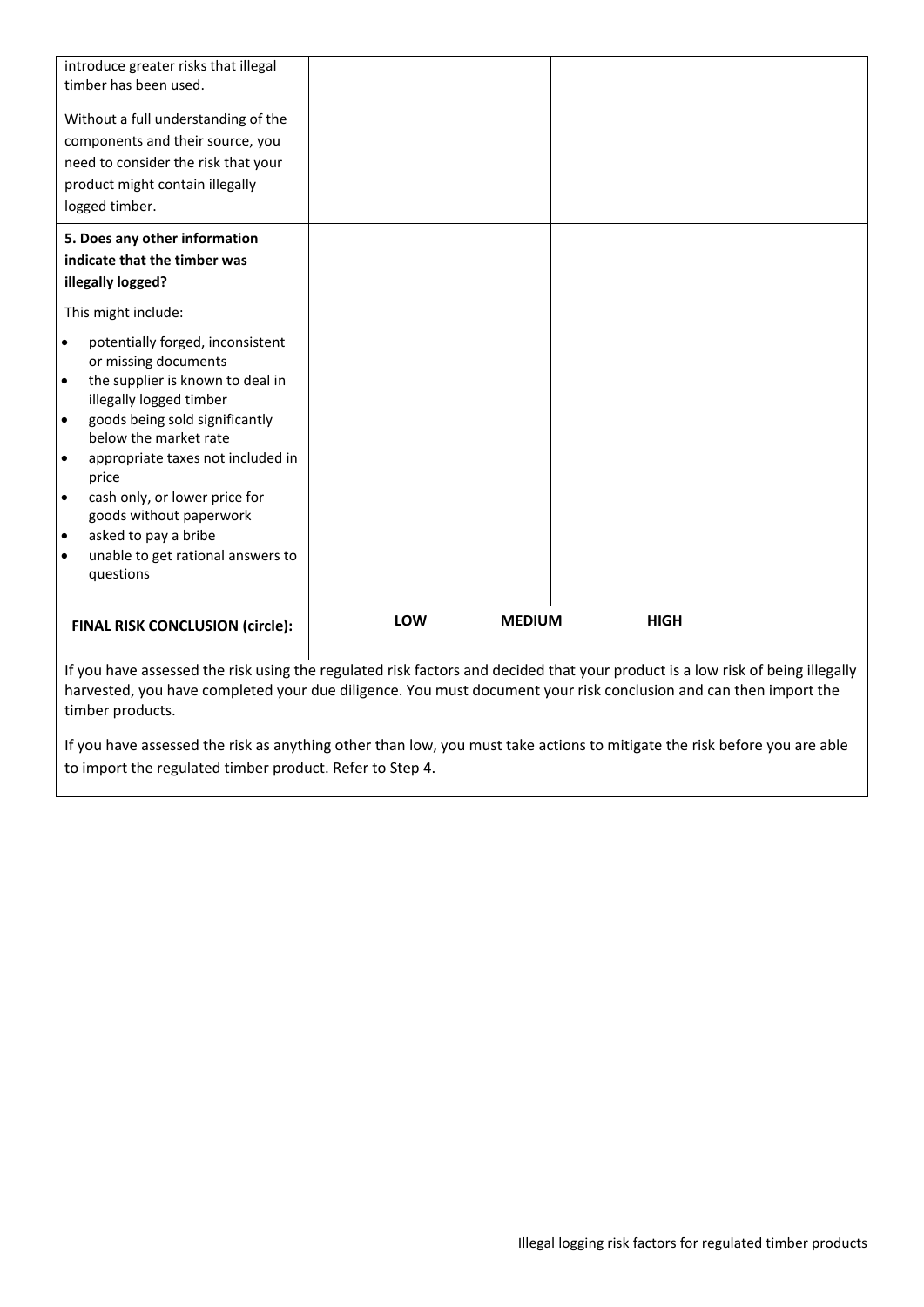| | | |
|---|---|---|
| introduce greater risks that illegal timber has been used.<br><br>Without a full understanding of the components and their source, you need to consider the risk that your product might contain illegally logged timber. | | |
| **5. Does any other information indicate that the timber was illegally logged?**<br><br>This might include:<br>• potentially forged, inconsistent or missing documents<br>• the supplier is known to deal in illegally logged timber<br>• goods being sold significantly below the market rate<br>• appropriate taxes not included in price<br>• cash only, or lower price for goods without paperwork<br>• asked to pay a bribe<br>• unable to get rational answers to questions | | |
| **FINAL RISK CONCLUSION (circle):** | **LOW** **MEDIUM** | **HIGH** |

If you have assessed the risk using the regulated risk factors and decided that your product is a low risk of being illegally harvested, you have completed your due diligence. You must document your risk conclusion and can then import the timber products.

If you have assessed the risk as anything other than low, you must take actions to mitigate the risk before you are able to import the regulated timber product. Refer to Step 4.